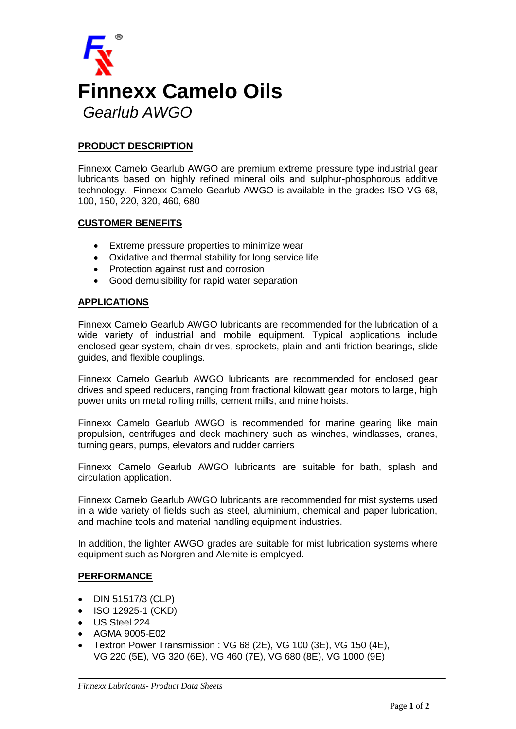# Finnexx Camelo Oils

*Gearlub AWGO*

## PRODUCT DESCRIPTION

Finnexx Camelo Gearlub AWGO are premium extreme pressure type industrial gear lubricants based on highly refined mineral oils and sulphur-phosphorous additive technology. Finnexx Camelo Gearlub AWGO is available in the grades ISO VG 68, 100, 150, 220, 320, 460, 680

## CUSTOMER BENEFITS

- Extreme pressure properties to minimize wear
- Oxidative and thermal stability for long service life
- Protection against rust and corrosion
- Good demulsibility for rapid water separation

## APPLICATIONS

Finnexx Camelo Gearlub AWGO lubricants are recommended for the lubrication of a wide variety of industrial and mobile equipment. Typical applications include enclosed gear system, chain drives, sprockets, plain and anti-friction bearings, slide guides, and flexible couplings.

Finnexx Camelo Gearlub AWGO lubricants are recommended for enclosed gear drives and speed reducers, ranging from fractional kilowatt gear motors to large, high power units on metal rolling mills, cement mills, and mine hoists.

Finnexx Camelo Gearlub AWGO is recommended for marine gearing like main propulsion, centrifuges and deck machinery such as winches, windlasses, cranes, turning gears, pumps, elevators and rudder carriers

Finnexx Camelo Gearlub AWGO lubricants are suitable for bath, splash and circulation application.

Finnexx Camelo Gearlub AWGO lubricants are recommended for mist systems used in a wide variety of fields such as steel, aluminium, chemical and paper lubrication, and machine tools and material handling equipment industries.

In addition, the lighter AWGO grades are suitable for mist lubrication systems where equipment such as Norgren and Alemite is employed.

## PERFORMANCE

- DIN 51517/3 (CLP)
- ISO 12925-1 (CKD)
- US Steel 224
- AGMA 9005-E02
- Textron Power Transmission : VG 68 (2E), VG 100 (3E), VG 150 (4E), VG 220 (5E), VG 320 (6E), VG 460 (7E), VG 680 (8E), VG 1000 (9E)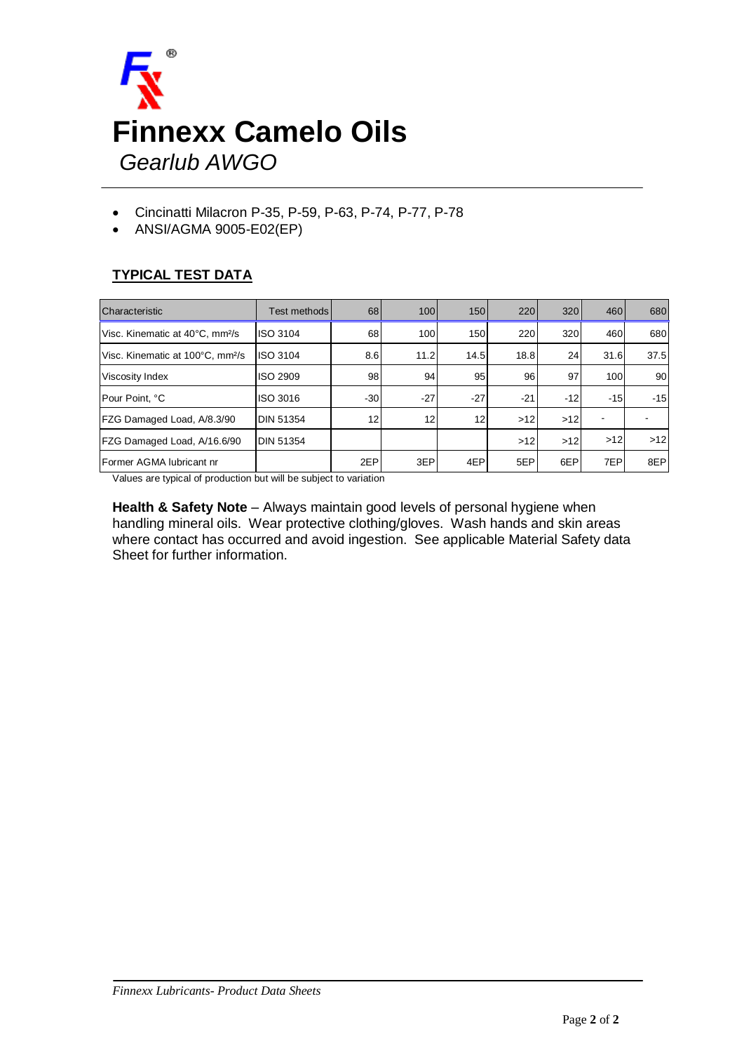# Finnexx Camelo Oils

*Gearlub AWGO*

- Cincinatti Milacron P-35, P-59, P-63, P-74, P-77, P-78
- ANSI/AGMA 9005-E02(EP)

## TYPICAL TEST DATA

| Characteristic | Test methods | 68 | 100 | 150 | 220 | 320 | 460 | 680 |
|---|---|---|---|---|---|---|---|---|
| Visc. Kinematic at 40°C, mm²/s | ISO 3104 | 68 | 100 | 150 | 220 | 320 | 460 | 680 |
| Visc. Kinematic at 100°C, mm²/s | ISO 3104 | 8.6 | 11.2 | 14.5 | 18.8 | 24 | 31.6 | 37.5 |
| Viscosity Index | ISO 2909 | 98 | 94 | 95 | 96 | 97 | 100 | 90 |
| Pour Point, °C | ISO 3016 | -30 | -27 | -27 | -21 | -12 | -15 | -15 |
| FZG Damaged Load, A/8.3/90 | DIN 51354 | 12 | 12 | 12 | >12 | >12 | - | - |
| FZG Damaged Load, A/16.6/90 | DIN 51354 | | | | >12 | >12 | >12 | >12 |
| Former AGMA lubricant nr | | 2EP | 3EP | 4EP | 5EP | 6EP | 7EP | 8EP |

Values are typical of production but will be subject to variation

**Health & Safety Note** – Always maintain good levels of personal hygiene when handling mineral oils. Wear protective clothing/gloves. Wash hands and skin areas where contact has occurred and avoid ingestion. See applicable Material Safety data Sheet for further information.